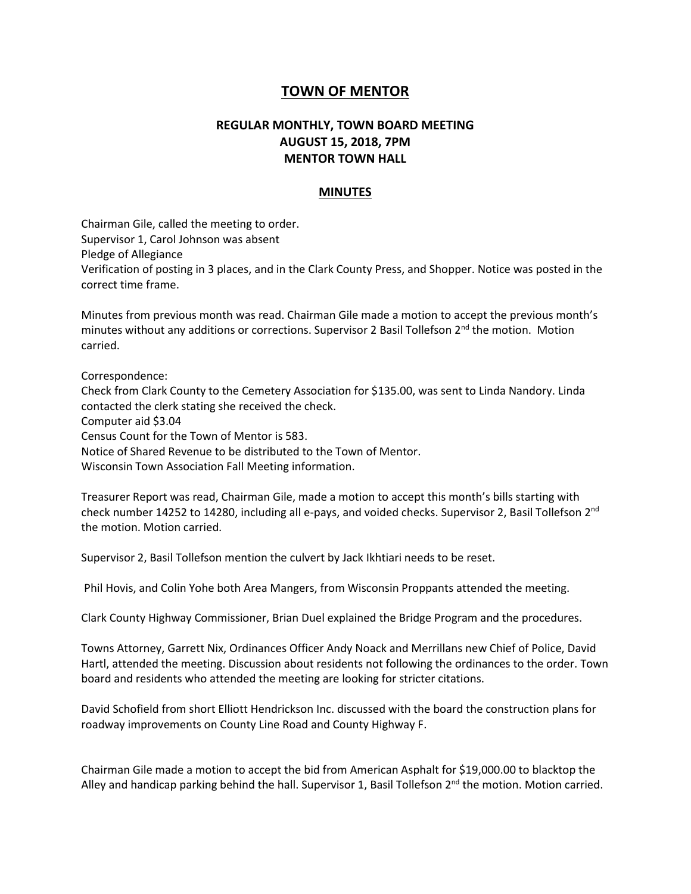# TOWN OF MENTOR

## REGULAR MONTHLY, TOWN BOARD MEETING
## AUGUST 15, 2018, 7PM
## MENTOR TOWN HALL

### MINUTES

Chairman Gile, called the meeting to order.
Supervisor 1, Carol Johnson was absent
Pledge of Allegiance
Verification of posting in 3 places, and in the Clark County Press, and Shopper. Notice was posted in the correct time frame.

Minutes from previous month was read. Chairman Gile made a motion to accept the previous month's minutes without any additions or corrections. Supervisor 2 Basil Tollefson 2nd the motion. Motion carried.

Correspondence:
Check from Clark County to the Cemetery Association for $135.00, was sent to Linda Nandory. Linda contacted the clerk stating she received the check.
Computer aid $3.04
Census Count for the Town of Mentor is 583.
Notice of Shared Revenue to be distributed to the Town of Mentor.
Wisconsin Town Association Fall Meeting information.

Treasurer Report was read, Chairman Gile, made a motion to accept this month's bills starting with check number 14252 to 14280, including all e-pays, and voided checks. Supervisor 2, Basil Tollefson 2nd the motion. Motion carried.

Supervisor 2, Basil Tollefson mention the culvert by Jack Ikhtiari needs to be reset.

Phil Hovis, and Colin Yohe both Area Mangers, from Wisconsin Proppants attended the meeting.

Clark County Highway Commissioner, Brian Duel explained the Bridge Program and the procedures.

Towns Attorney, Garrett Nix, Ordinances Officer Andy Noack and Merrillans new Chief of Police, David Hartl, attended the meeting. Discussion about residents not following the ordinances to the order. Town board and residents who attended the meeting are looking for stricter citations.

David Schofield from short Elliott Hendrickson Inc. discussed with the board the construction plans for roadway improvements on County Line Road and County Highway F.

Chairman Gile made a motion to accept the bid from American Asphalt for $19,000.00 to blacktop the Alley and handicap parking behind the hall. Supervisor 1, Basil Tollefson 2nd the motion. Motion carried.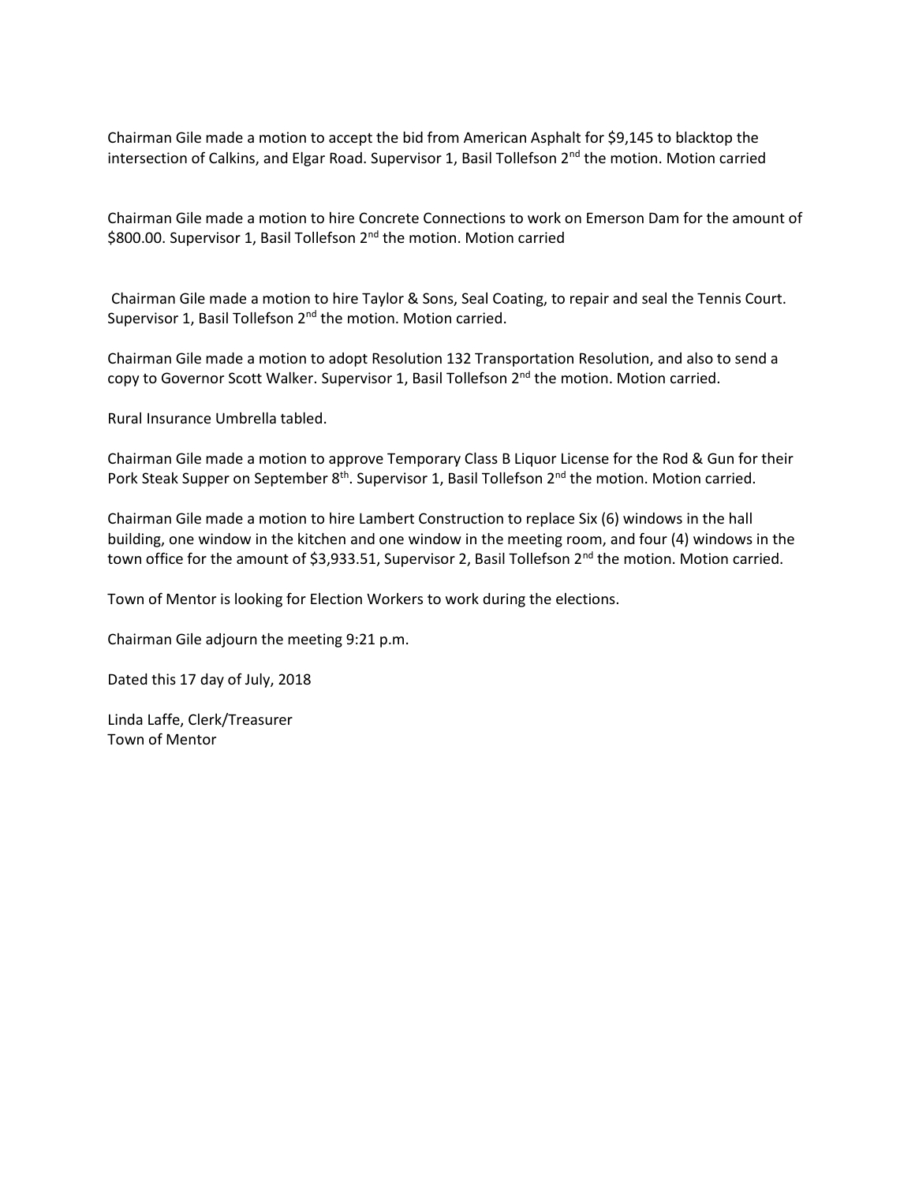Chairman Gile made a motion to accept the bid from American Asphalt for $9,145 to blacktop the intersection of Calkins, and Elgar Road. Supervisor 1, Basil Tollefson 2nd the motion. Motion carried

Chairman Gile made a motion to hire Concrete Connections to work on Emerson Dam for the amount of $800.00. Supervisor 1, Basil Tollefson 2nd the motion. Motion carried

Chairman Gile made a motion to hire Taylor & Sons, Seal Coating, to repair and seal the Tennis Court. Supervisor 1, Basil Tollefson 2nd the motion. Motion carried.

Chairman Gile made a motion to adopt Resolution 132 Transportation Resolution, and also to send a copy to Governor Scott Walker. Supervisor 1, Basil Tollefson 2nd the motion. Motion carried.

Rural Insurance Umbrella tabled.

Chairman Gile made a motion to approve Temporary Class B Liquor License for the Rod & Gun for their Pork Steak Supper on September 8th. Supervisor 1, Basil Tollefson 2nd the motion. Motion carried.

Chairman Gile made a motion to hire Lambert Construction to replace Six (6) windows in the hall building, one window in the kitchen and one window in the meeting room, and four (4) windows in the town office for the amount of $3,933.51, Supervisor 2, Basil Tollefson 2nd the motion. Motion carried.

Town of Mentor is looking for Election Workers to work during the elections.

Chairman Gile adjourn the meeting 9:21 p.m.

Dated this 17 day of July, 2018

Linda Laffe, Clerk/Treasurer
Town of Mentor